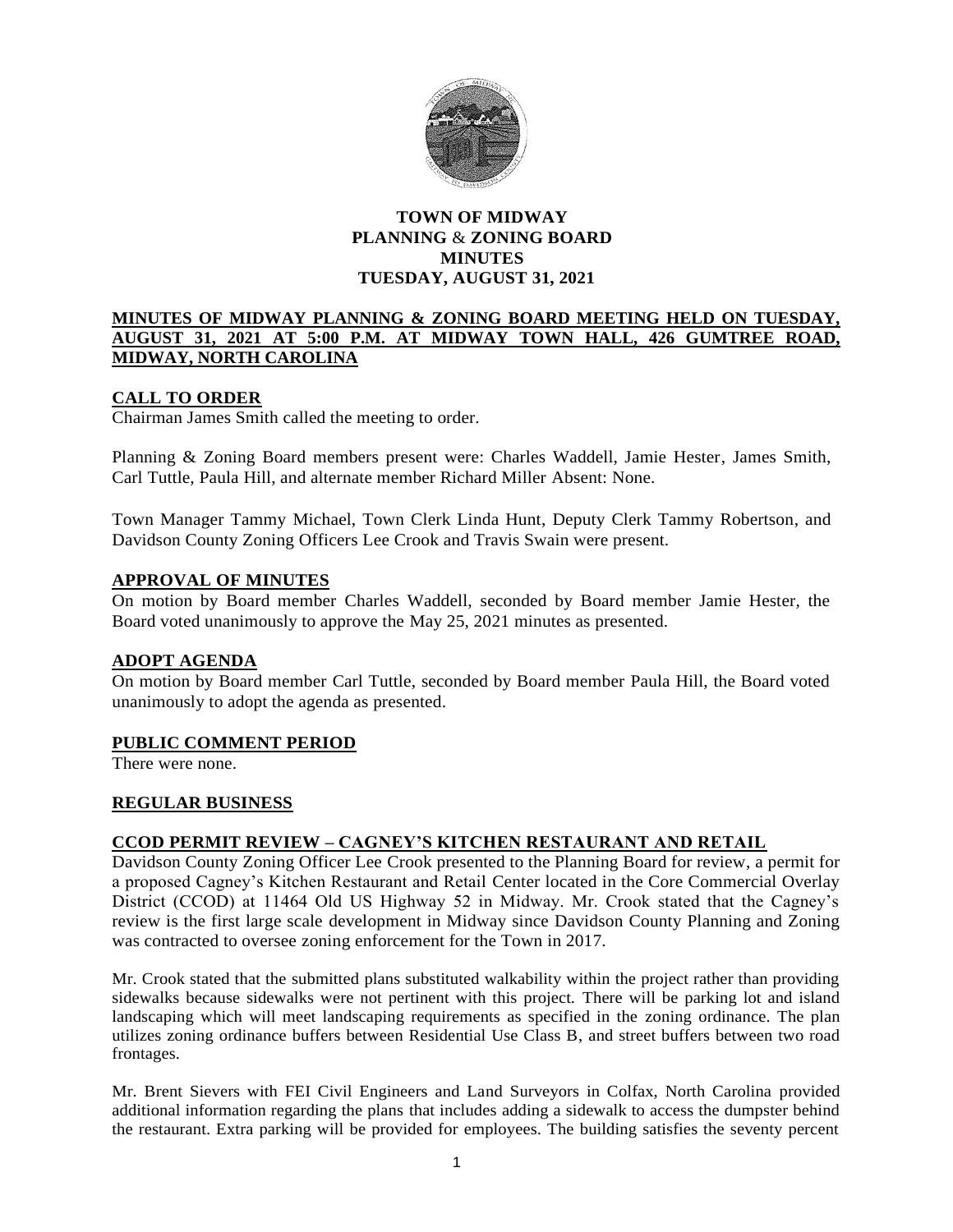# TOWN OF MIDWAY
# PLANNING & ZONING BOARD
# MINUTES
# TUESDAY, AUGUST 31, 2021

**MINUTES OF MIDWAY PLANNING & ZONING BOARD MEETING HELD ON TUESDAY, AUGUST 31, 2021 AT 5:00 P.M. AT MIDWAY TOWN HALL, 426 GUMTREE ROAD, MIDWAY, NORTH CAROLINA**

## CALL TO ORDER

Chairman James Smith called the meeting to order.

Planning & Zoning Board members present were: Charles Waddell, Jamie Hester, James Smith, Carl Tuttle, Paula Hill, and alternate member Richard Miller Absent: None.

Town Manager Tammy Michael, Town Clerk Linda Hunt, Deputy Clerk Tammy Robertson, and Davidson County Zoning Officers Lee Crook and Travis Swain were present.

## APPROVAL OF MINUTES

On motion by Board member Charles Waddell, seconded by Board member Jamie Hester, the Board voted unanimously to approve the May 25, 2021 minutes as presented.

## ADOPT AGENDA

On motion by Board member Carl Tuttle, seconded by Board member Paula Hill, the Board voted unanimously to adopt the agenda as presented.

## PUBLIC COMMENT PERIOD

There were none.

## REGULAR BUSINESS

## CCOD PERMIT REVIEW – CAGNEY'S KITCHEN RESTAURANT AND RETAIL

Davidson County Zoning Officer Lee Crook presented to the Planning Board for review, a permit for a proposed Cagney's Kitchen Restaurant and Retail Center located in the Core Commercial Overlay District (CCOD) at 11464 Old US Highway 52 in Midway. Mr. Crook stated that the Cagney's review is the first large scale development in Midway since Davidson County Planning and Zoning was contracted to oversee zoning enforcement for the Town in 2017.

Mr. Crook stated that the submitted plans substituted walkability within the project rather than providing sidewalks because sidewalks were not pertinent with this project. There will be parking lot and island landscaping which will meet landscaping requirements as specified in the zoning ordinance. The plan utilizes zoning ordinance buffers between Residential Use Class B, and street buffers between two road frontages.

Mr. Brent Sievers with FEI Civil Engineers and Land Surveyors in Colfax, North Carolina provided additional information regarding the plans that includes adding a sidewalk to access the dumpster behind the restaurant. Extra parking will be provided for employees. The building satisfies the seventy percent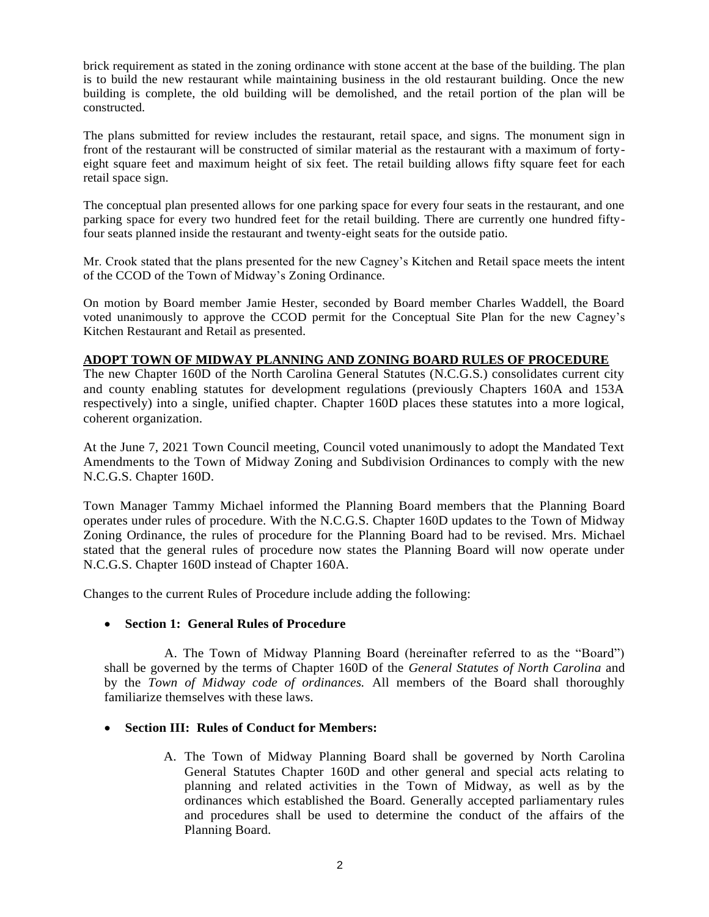brick requirement as stated in the zoning ordinance with stone accent at the base of the building. The plan is to build the new restaurant while maintaining business in the old restaurant building. Once the new building is complete, the old building will be demolished, and the retail portion of the plan will be constructed.

The plans submitted for review includes the restaurant, retail space, and signs. The monument sign in front of the restaurant will be constructed of similar material as the restaurant with a maximum of forty-eight square feet and maximum height of six feet. The retail building allows fifty square feet for each retail space sign.

The conceptual plan presented allows for one parking space for every four seats in the restaurant, and one parking space for every two hundred feet for the retail building. There are currently one hundred fifty-four seats planned inside the restaurant and twenty-eight seats for the outside patio.

Mr. Crook stated that the plans presented for the new Cagney's Kitchen and Retail space meets the intent of the CCOD of the Town of Midway's Zoning Ordinance.

On motion by Board member Jamie Hester, seconded by Board member Charles Waddell, the Board voted unanimously to approve the CCOD permit for the Conceptual Site Plan for the new Cagney's Kitchen Restaurant and Retail as presented.

**ADOPT TOWN OF MIDWAY PLANNING AND ZONING BOARD RULES OF PROCEDURE**

The new Chapter 160D of the North Carolina General Statutes (N.C.G.S.) consolidates current city and county enabling statutes for development regulations (previously Chapters 160A and 153A respectively) into a single, unified chapter. Chapter 160D places these statutes into a more logical, coherent organization.

At the June 7, 2021 Town Council meeting, Council voted unanimously to adopt the Mandated Text Amendments to the Town of Midway Zoning and Subdivision Ordinances to comply with the new N.C.G.S. Chapter 160D.

Town Manager Tammy Michael informed the Planning Board members that the Planning Board operates under rules of procedure. With the N.C.G.S. Chapter 160D updates to the Town of Midway Zoning Ordinance, the rules of procedure for the Planning Board had to be revised. Mrs. Michael stated that the general rules of procedure now states the Planning Board will now operate under N.C.G.S. Chapter 160D instead of Chapter 160A.

Changes to the current Rules of Procedure include adding the following:

- **Section 1: General Rules of Procedure**

  A. The Town of Midway Planning Board (hereinafter referred to as the "Board") shall be governed by the terms of Chapter 160D of the *General Statutes of North Carolina* and by the *Town of Midway code of ordinances.* All members of the Board shall thoroughly familiarize themselves with these laws.

- **Section III: Rules of Conduct for Members:**

  A. The Town of Midway Planning Board shall be governed by North Carolina General Statutes Chapter 160D and other general and special acts relating to planning and related activities in the Town of Midway, as well as by the ordinances which established the Board. Generally accepted parliamentary rules and procedures shall be used to determine the conduct of the affairs of the Planning Board.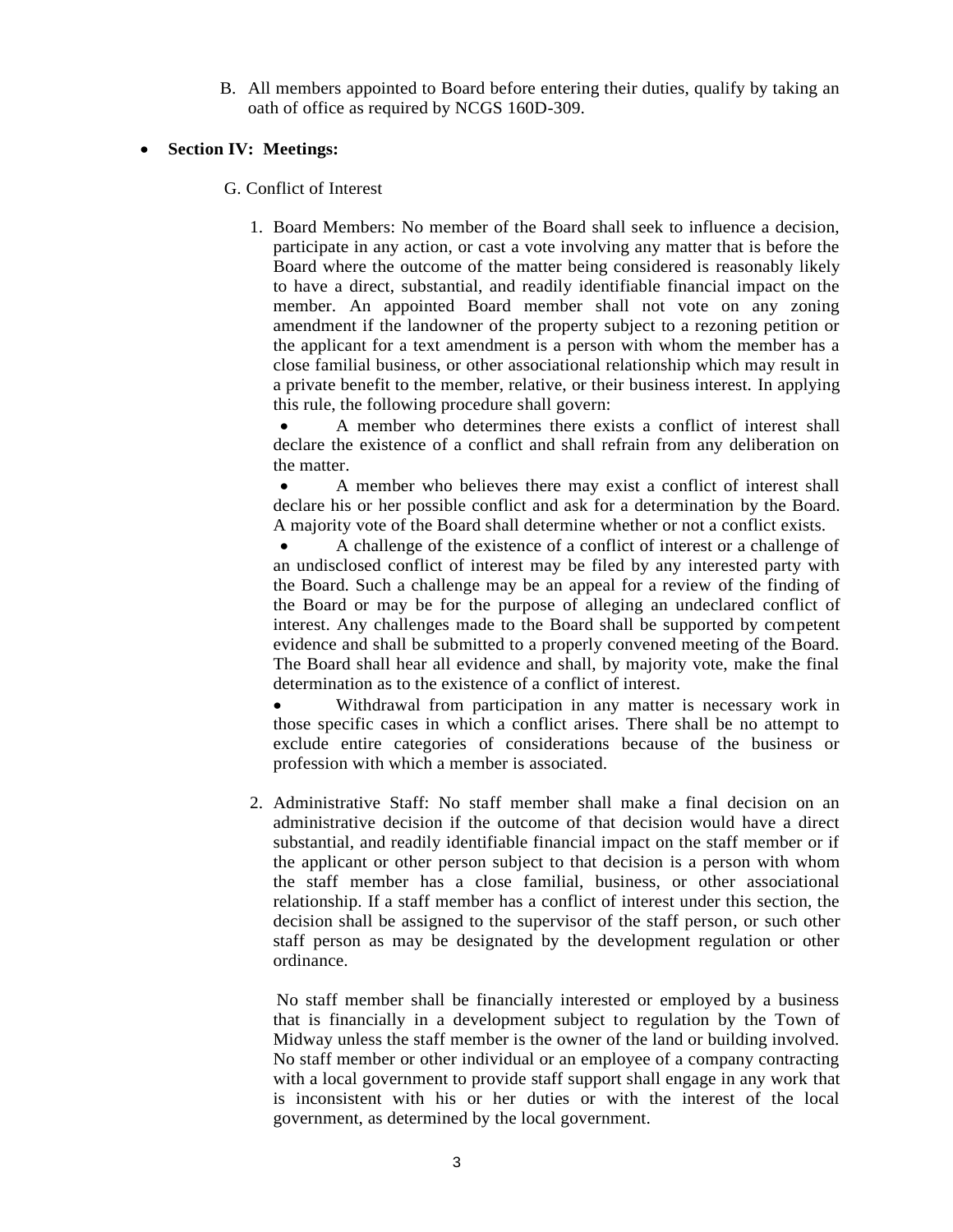B. All members appointed to Board before entering their duties, qualify by taking an oath of office as required by NCGS 160D-309.

- **Section IV: Meetings:**

G. Conflict of Interest

1. Board Members: No member of the Board shall seek to influence a decision, participate in any action, or cast a vote involving any matter that is before the Board where the outcome of the matter being considered is reasonably likely to have a direct, substantial, and readily identifiable financial impact on the member. An appointed Board member shall not vote on any zoning amendment if the landowner of the property subject to a rezoning petition or the applicant for a text amendment is a person with whom the member has a close familial business, or other associational relationship which may result in a private benefit to the member, relative, or their business interest. In applying this rule, the following procedure shall govern:

   - A member who determines there exists a conflict of interest shall declare the existence of a conflict and shall refrain from any deliberation on the matter.
   - A member who believes there may exist a conflict of interest shall declare his or her possible conflict and ask for a determination by the Board. A majority vote of the Board shall determine whether or not a conflict exists.
   - A challenge of the existence of a conflict of interest or a challenge of an undisclosed conflict of interest may be filed by any interested party with the Board. Such a challenge may be an appeal for a review of the finding of the Board or may be for the purpose of alleging an undeclared conflict of interest. Any challenges made to the Board shall be supported by competent evidence and shall be submitted to a properly convened meeting of the Board. The Board shall hear all evidence and shall, by majority vote, make the final determination as to the existence of a conflict of interest.
   - Withdrawal from participation in any matter is necessary work in those specific cases in which a conflict arises. There shall be no attempt to exclude entire categories of considerations because of the business or profession with which a member is associated.

2. Administrative Staff: No staff member shall make a final decision on an administrative decision if the outcome of that decision would have a direct substantial, and readily identifiable financial impact on the staff member or if the applicant or other person subject to that decision is a person with whom the staff member has a close familial, business, or other associational relationship. If a staff member has a conflict of interest under this section, the decision shall be assigned to the supervisor of the staff person, or such other staff person as may be designated by the development regulation or other ordinance.

   No staff member shall be financially interested or employed by a business that is financially in a development subject to regulation by the Town of Midway unless the staff member is the owner of the land or building involved. No staff member or other individual or an employee of a company contracting with a local government to provide staff support shall engage in any work that is inconsistent with his or her duties or with the interest of the local government, as determined by the local government.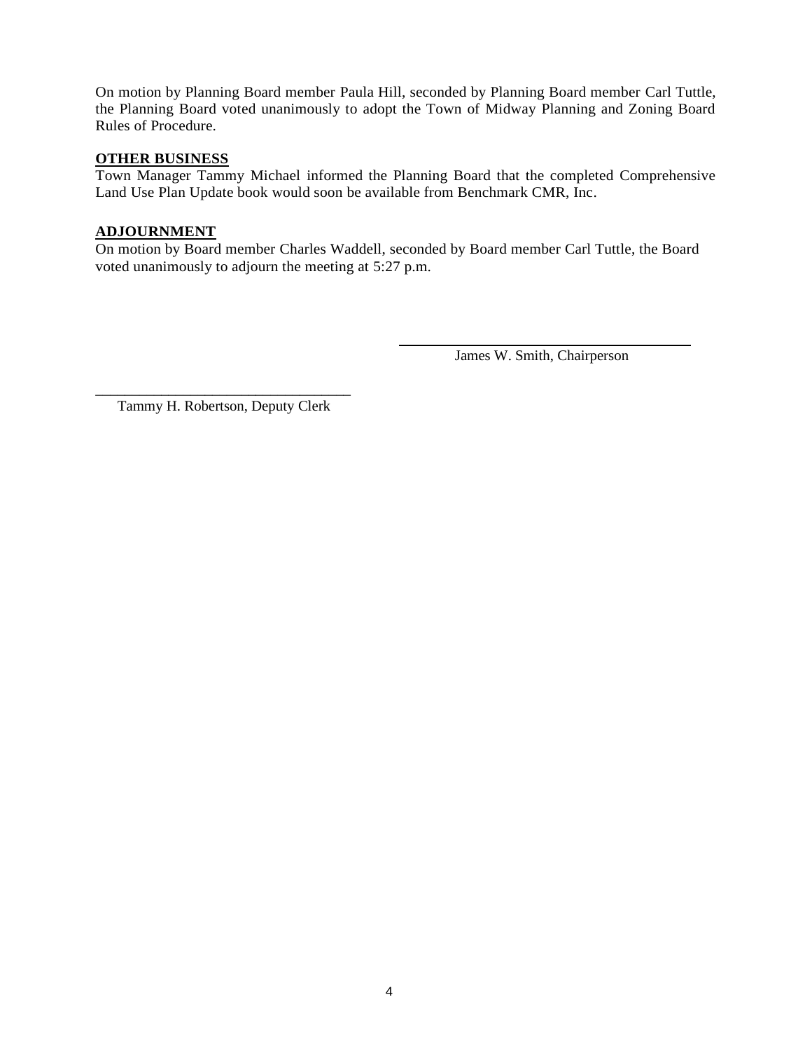On motion by Planning Board member Paula Hill, seconded by Planning Board member Carl Tuttle, the Planning Board voted unanimously to adopt the Town of Midway Planning and Zoning Board Rules of Procedure.

## OTHER BUSINESS

Town Manager Tammy Michael informed the Planning Board that the completed Comprehensive Land Use Plan Update book would soon be available from Benchmark CMR, Inc.

## ADJOURNMENT

On motion by Board member Charles Waddell, seconded by Board member Carl Tuttle, the Board voted unanimously to adjourn the meeting at 5:27 p.m.

\_\_\_\_\_\_\_\_\_\_\_\_\_\_\_\_\_\_\_\_\_\_\_\_\_\_\_\_\_\_\_\_\_\_\_

James W. Smith, Chairperson

\_\_\_\_\_\_\_\_\_\_\_\_\_\_\_\_\_\_\_\_\_\_\_\_\_\_\_\_\_\_\_\_\_\_\_

Tammy H. Robertson, Deputy Clerk